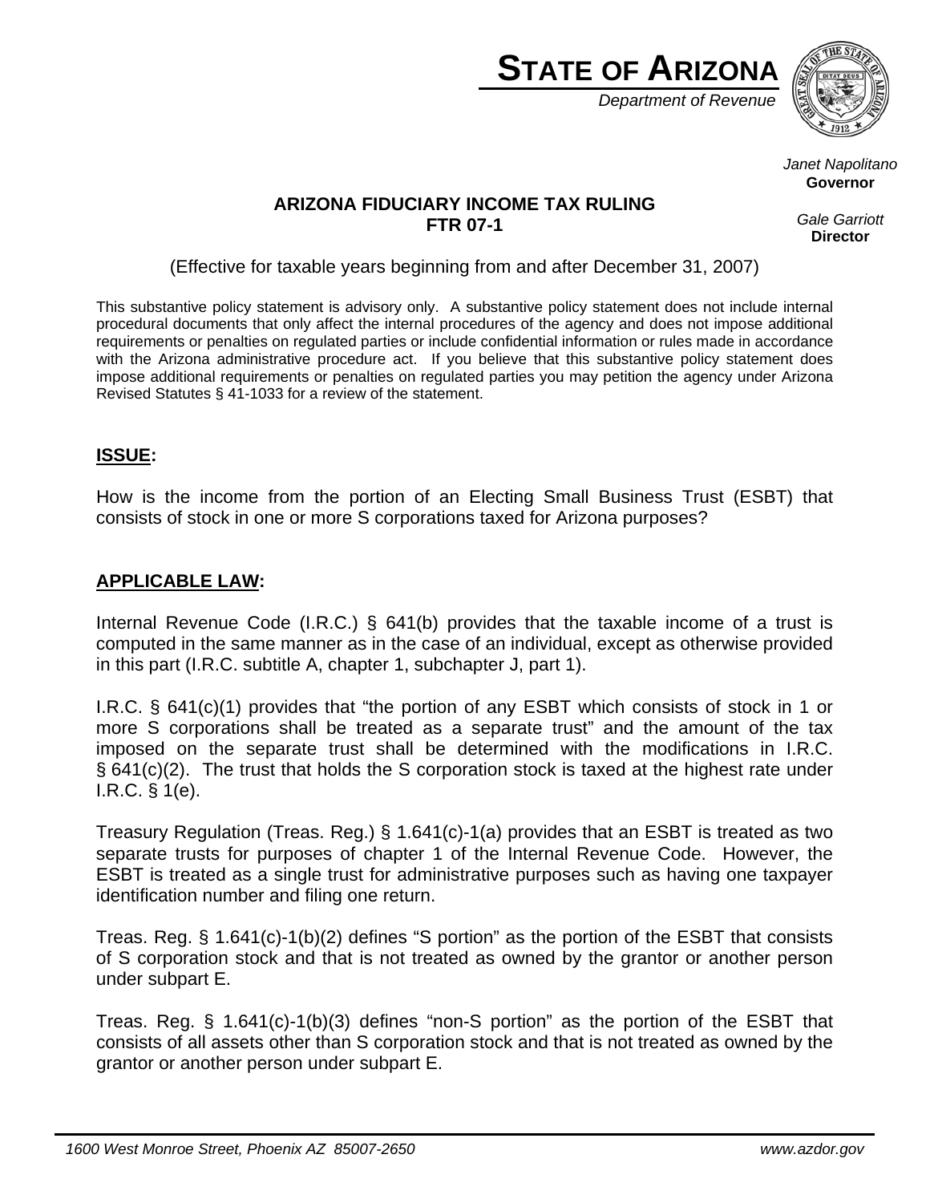# STATE OF ARIZONA

*Department of Revenue*

*Janet Napolitano*
**Governor**

*Gale Garriott*
**Director**

**ARIZONA FIDUCIARY INCOME TAX RULING**
**FTR 07-1**

(Effective for taxable years beginning from and after December 31, 2007)

This substantive policy statement is advisory only. A substantive policy statement does not include internal procedural documents that only affect the internal procedures of the agency and does not impose additional requirements or penalties on regulated parties or include confidential information or rules made in accordance with the Arizona administrative procedure act. If you believe that this substantive policy statement does impose additional requirements or penalties on regulated parties you may petition the agency under Arizona Revised Statutes § 41-1033 for a review of the statement.

## ISSUE:

How is the income from the portion of an Electing Small Business Trust (ESBT) that consists of stock in one or more S corporations taxed for Arizona purposes?

## APPLICABLE LAW:

Internal Revenue Code (I.R.C.) § 641(b) provides that the taxable income of a trust is computed in the same manner as in the case of an individual, except as otherwise provided in this part (I.R.C. subtitle A, chapter 1, subchapter J, part 1).

I.R.C. § 641(c)(1) provides that "the portion of any ESBT which consists of stock in 1 or more S corporations shall be treated as a separate trust" and the amount of the tax imposed on the separate trust shall be determined with the modifications in I.R.C. § 641(c)(2). The trust that holds the S corporation stock is taxed at the highest rate under I.R.C. § 1(e).

Treasury Regulation (Treas. Reg.) § 1.641(c)-1(a) provides that an ESBT is treated as two separate trusts for purposes of chapter 1 of the Internal Revenue Code. However, the ESBT is treated as a single trust for administrative purposes such as having one taxpayer identification number and filing one return.

Treas. Reg. § 1.641(c)-1(b)(2) defines "S portion" as the portion of the ESBT that consists of S corporation stock and that is not treated as owned by the grantor or another person under subpart E.

Treas. Reg. § 1.641(c)-1(b)(3) defines "non-S portion" as the portion of the ESBT that consists of all assets other than S corporation stock and that is not treated as owned by the grantor or another person under subpart E.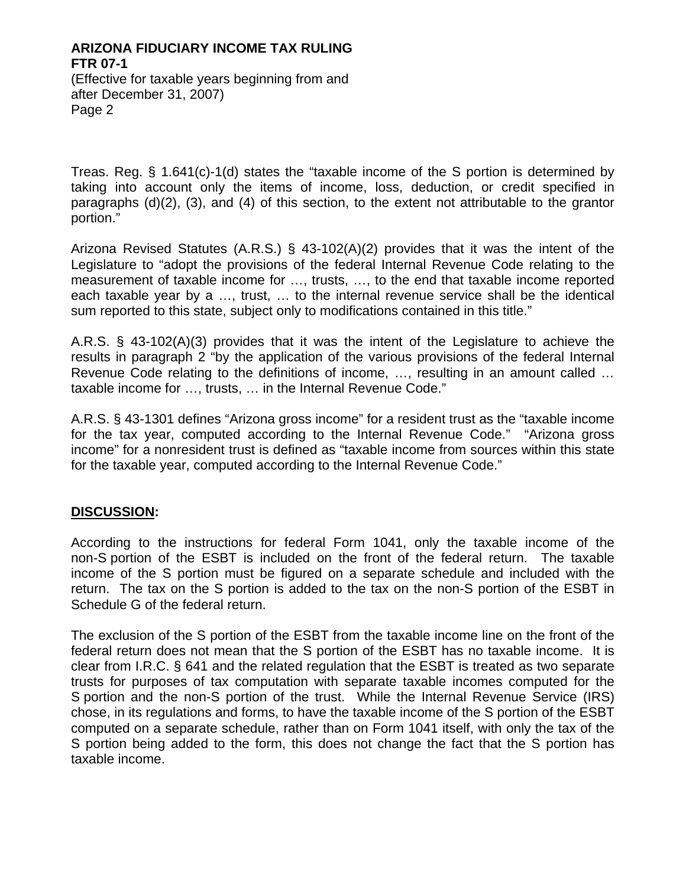Treas. Reg. § 1.641(c)-1(d) states the "taxable income of the S portion is determined by taking into account only the items of income, loss, deduction, or credit specified in paragraphs (d)(2), (3), and (4) of this section, to the extent not attributable to the grantor portion."

Arizona Revised Statutes (A.R.S.) § 43-102(A)(2) provides that it was the intent of the Legislature to "adopt the provisions of the federal Internal Revenue Code relating to the measurement of taxable income for …, trusts, …, to the end that taxable income reported each taxable year by a …, trust, … to the internal revenue service shall be the identical sum reported to this state, subject only to modifications contained in this title."

A.R.S. § 43-102(A)(3) provides that it was the intent of the Legislature to achieve the results in paragraph 2 "by the application of the various provisions of the federal Internal Revenue Code relating to the definitions of income, …, resulting in an amount called … taxable income for …, trusts, … in the Internal Revenue Code."

A.R.S. § 43-1301 defines "Arizona gross income" for a resident trust as the "taxable income for the tax year, computed according to the Internal Revenue Code." "Arizona gross income" for a nonresident trust is defined as "taxable income from sources within this state for the taxable year, computed according to the Internal Revenue Code."

## **DISCUSSION:**

According to the instructions for federal Form 1041, only the taxable income of the non-S portion of the ESBT is included on the front of the federal return. The taxable income of the S portion must be figured on a separate schedule and included with the return. The tax on the S portion is added to the tax on the non-S portion of the ESBT in Schedule G of the federal return.

The exclusion of the S portion of the ESBT from the taxable income line on the front of the federal return does not mean that the S portion of the ESBT has no taxable income. It is clear from I.R.C. § 641 and the related regulation that the ESBT is treated as two separate trusts for purposes of tax computation with separate taxable incomes computed for the S portion and the non-S portion of the trust. While the Internal Revenue Service (IRS) chose, in its regulations and forms, to have the taxable income of the S portion of the ESBT computed on a separate schedule, rather than on Form 1041 itself, with only the tax of the S portion being added to the form, this does not change the fact that the S portion has taxable income.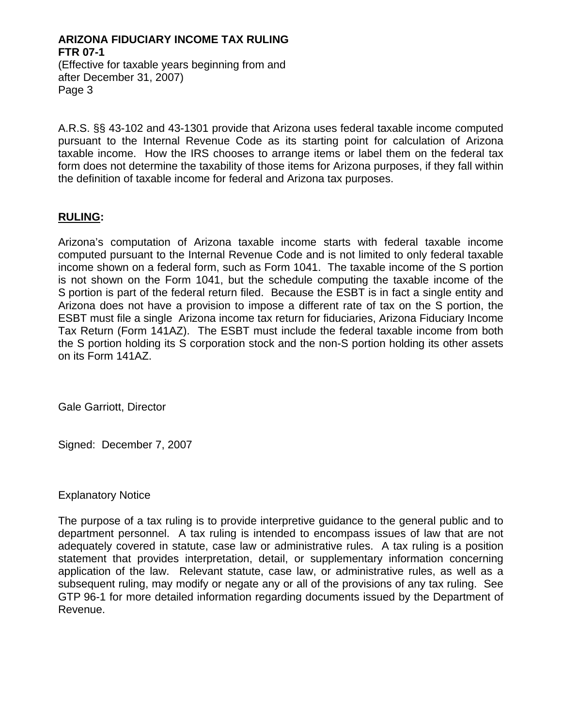A.R.S. §§ 43-102 and 43-1301 provide that Arizona uses federal taxable income computed pursuant to the Internal Revenue Code as its starting point for calculation of Arizona taxable income. How the IRS chooses to arrange items or label them on the federal tax form does not determine the taxability of those items for Arizona purposes, if they fall within the definition of taxable income for federal and Arizona tax purposes.

**RULING:**

Arizona's computation of Arizona taxable income starts with federal taxable income computed pursuant to the Internal Revenue Code and is not limited to only federal taxable income shown on a federal form, such as Form 1041. The taxable income of the S portion is not shown on the Form 1041, but the schedule computing the taxable income of the S portion is part of the federal return filed. Because the ESBT is in fact a single entity and Arizona does not have a provision to impose a different rate of tax on the S portion, the ESBT must file a single Arizona income tax return for fiduciaries, Arizona Fiduciary Income Tax Return (Form 141AZ). The ESBT must include the federal taxable income from both the S portion holding its S corporation stock and the non-S portion holding its other assets on its Form 141AZ.

Gale Garriott, Director

Signed: December 7, 2007

Explanatory Notice

The purpose of a tax ruling is to provide interpretive guidance to the general public and to department personnel. A tax ruling is intended to encompass issues of law that are not adequately covered in statute, case law or administrative rules. A tax ruling is a position statement that provides interpretation, detail, or supplementary information concerning application of the law. Relevant statute, case law, or administrative rules, as well as a subsequent ruling, may modify or negate any or all of the provisions of any tax ruling. See GTP 96-1 for more detailed information regarding documents issued by the Department of Revenue.